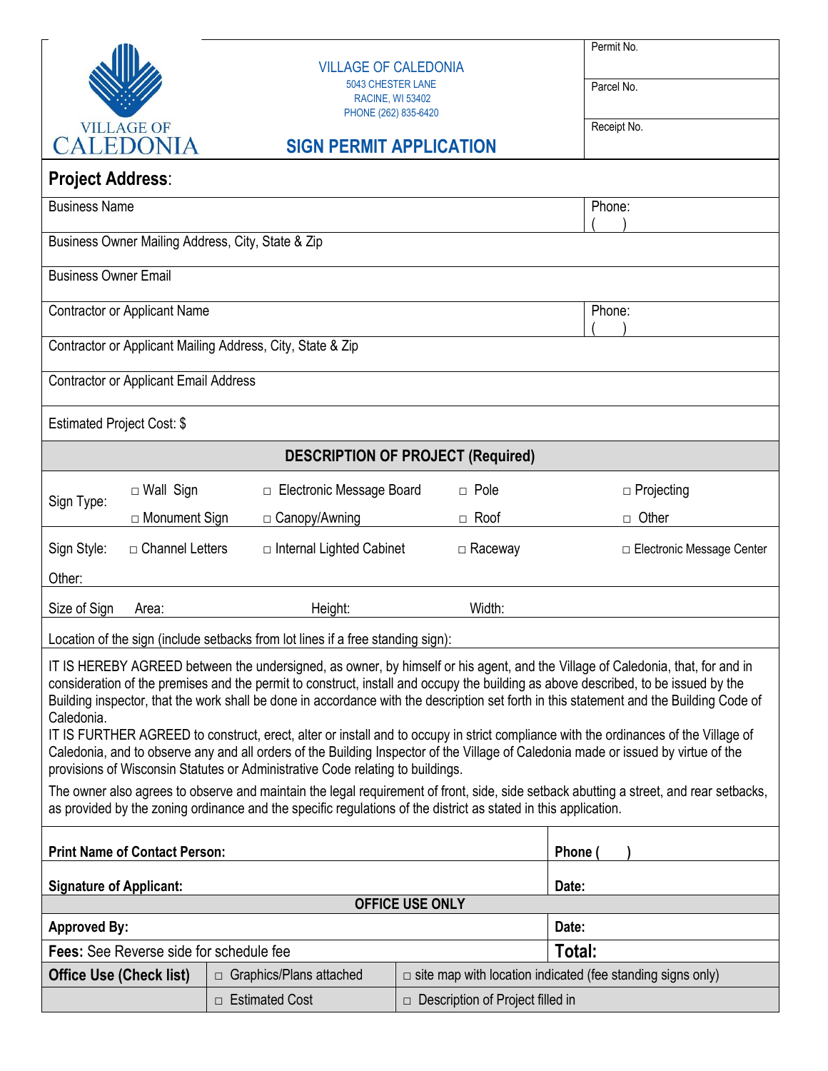VILLAGE OF CALEDONIA

# VILLAGE OF CALEDONIA

5043 CHESTER LANE
RACINE, WI 53402
PHONE (262) 835-6420

## SIGN PERMIT APPLICATION

| Permit No. |
|---|
| Parcel No. |
| Receipt No. |

**Project Address**:

| | |
|---|---|
| Business Name | Phone: ( ) |
| Business Owner Mailing Address, City, State & Zip | |
| Business Owner Email | |
| Contractor or Applicant Name | Phone: ( ) |
| Contractor or Applicant Mailing Address, City, State & Zip | |
| Contractor or Applicant Email Address | |
| Estimated Project Cost: $ | |

### DESCRIPTION OF PROJECT (Required)

| | | | | |
|---|---|---|---|---|
| Sign Type: | □ Wall Sign | □ Electronic Message Board | □ Pole | □ Projecting |
| | □ Monument Sign | □ Canopy/Awning | □ Roof | □ Other |
| Sign Style: | □ Channel Letters | □ Internal Lighted Cabinet | □ Raceway | □ Electronic Message Center |

Other:

Size of Sign Area: Height: Width:

Location of the sign (include setbacks from lot lines if a free standing sign):

IT IS HEREBY AGREED between the undersigned, as owner, by himself or his agent, and the Village of Caledonia, that, for and in consideration of the premises and the permit to construct, install and occupy the building as above described, to be issued by the Building inspector, that the work shall be done in accordance with the description set forth in this statement and the Building Code of Caledonia.
IT IS FURTHER AGREED to construct, erect, alter or install and to occupy in strict compliance with the ordinances of the Village of Caledonia, and to observe any and all orders of the Building Inspector of the Village of Caledonia made or issued by virtue of the provisions of Wisconsin Statutes or Administrative Code relating to buildings.

The owner also agrees to observe and maintain the legal requirement of front, side, side setback abutting a street, and rear setbacks, as provided by the zoning ordinance and the specific regulations of the district as stated in this application.

| | |
|---|---|
| **Print Name of Contact Person:** | **Phone ( )** |
| **Signature of Applicant:** | **Date:** |

**OFFICE USE ONLY**

| | | |
|---|---|---|
| **Approved By:** | | **Date:** |
| **Fees:** See Reverse side for schedule fee | | **Total:** |
| **Office Use (Check list)** | □ Graphics/Plans attached | □ site map with location indicated (fee standing signs only) |
| | □ Estimated Cost | □ Description of Project filled in |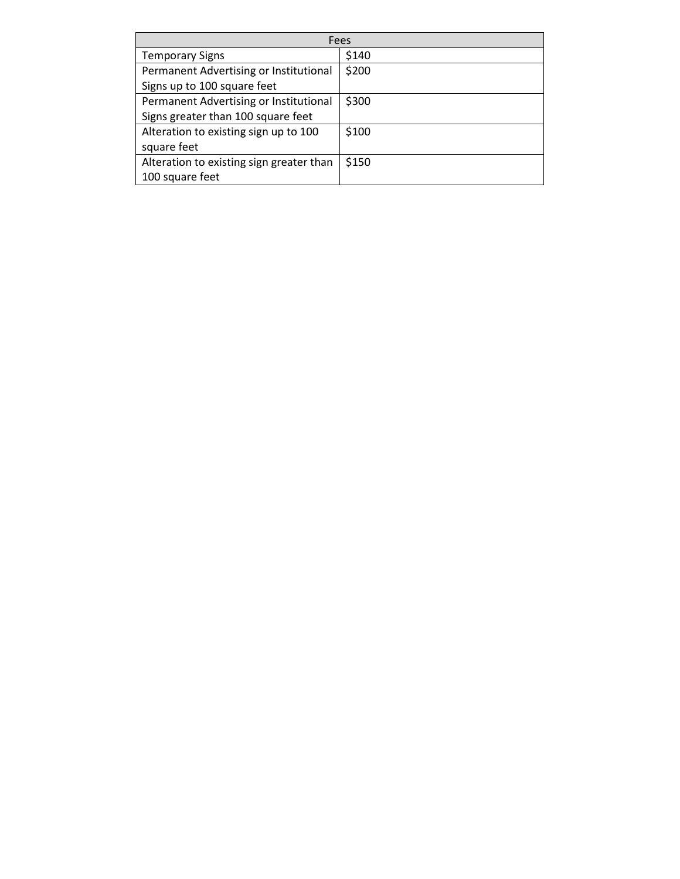| Fees | |
|---|---|
| Temporary Signs | $140 |
| Permanent Advertising or Institutional Signs up to 100 square feet | $200 |
| Permanent Advertising or Institutional Signs greater than 100 square feet | $300 |
| Alteration to existing sign up to 100 square feet | $100 |
| Alteration to existing sign greater than 100 square feet | $150 |